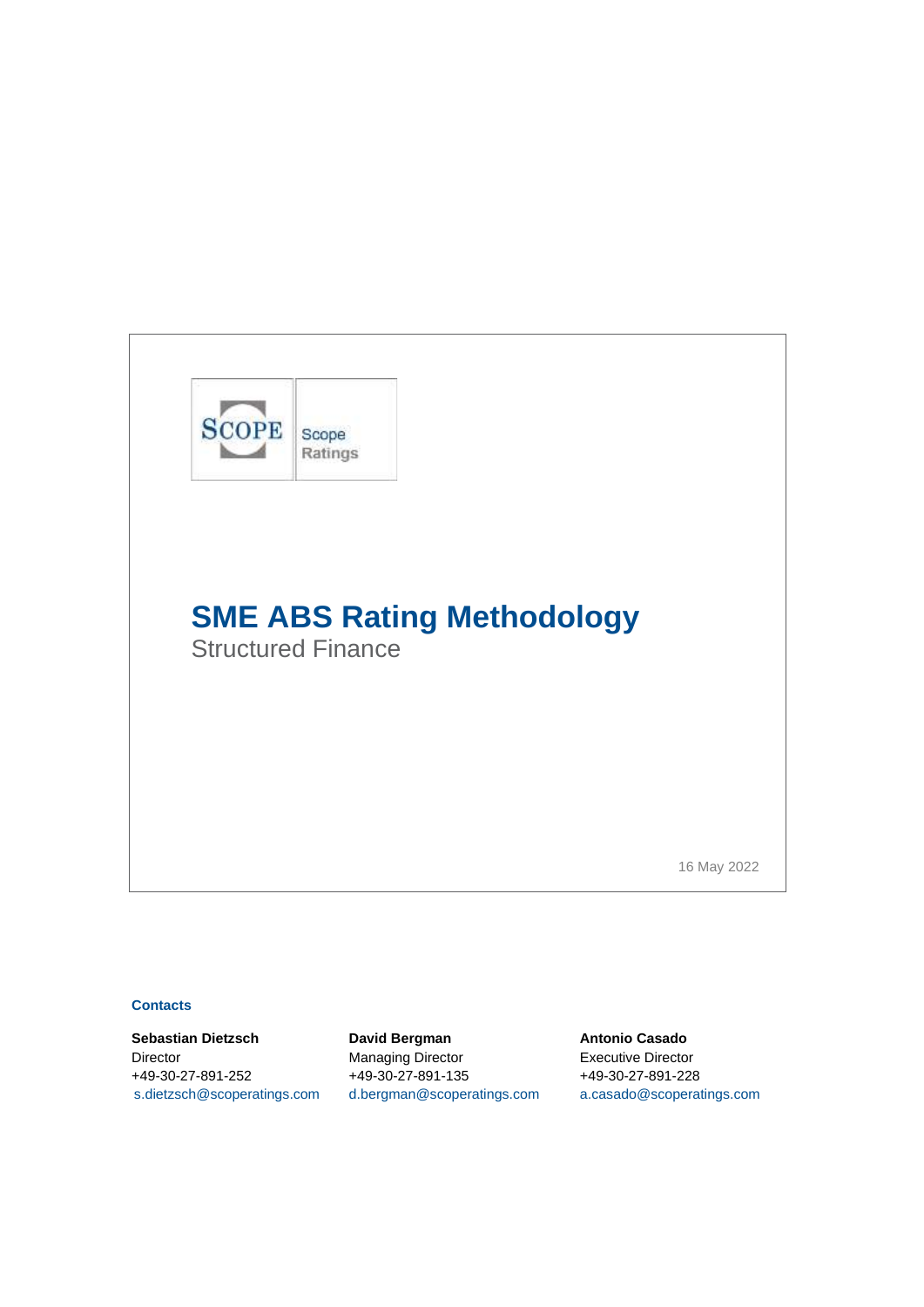Scope Ratings

# SME ABS Rating Methodology

Structured Finance

16 May 2022

**Contacts**

**Sebastian Dietzsch**
Director
+49-30-27-891-252
s.dietzsch@scoperatings.com

**David Bergman**
Managing Director
+49-30-27-891-135
d.bergman@scoperatings.com

**Antonio Casado**
Executive Director
+49-30-27-891-228
a.casado@scoperatings.com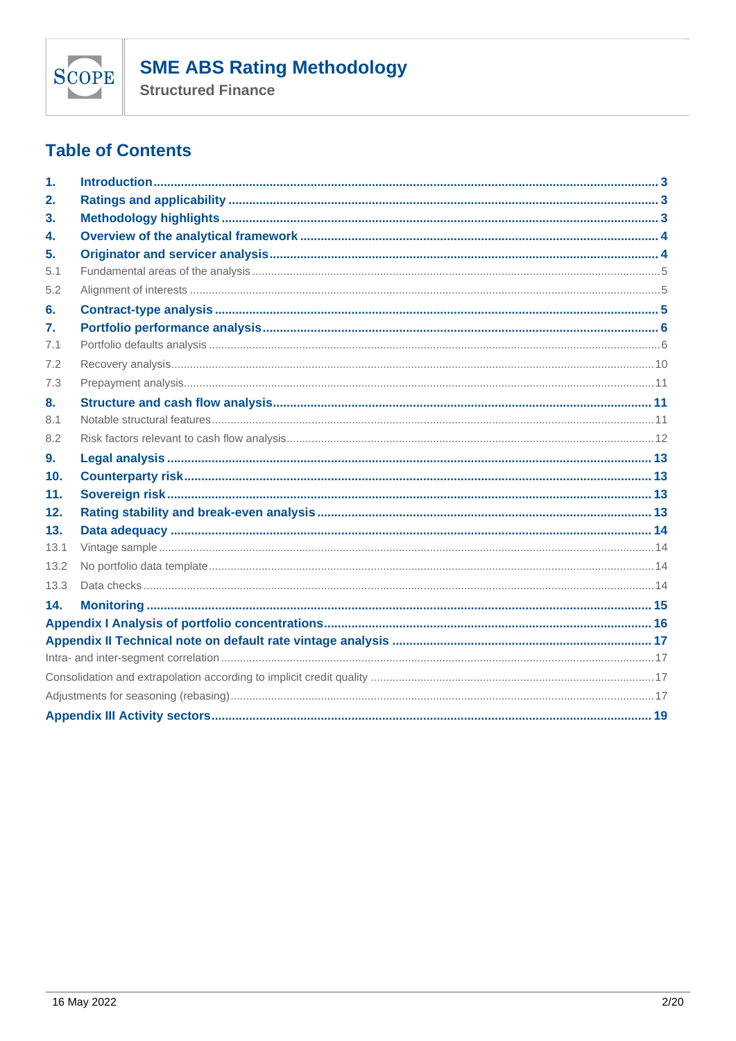## Table of Contents

1. **Introduction** ... 3
2. **Ratings and applicability** ... 3
3. **Methodology highlights** ... 3
4. **Overview of the analytical framework** ... 4
5. **Originator and servicer analysis** ... 4
   - 5.1 Fundamental areas of the analysis ... 5
   - 5.2 Alignment of interests ... 5
6. **Contract-type analysis** ... 5
7. **Portfolio performance analysis** ... 6
   - 7.1 Portfolio defaults analysis ... 6
   - 7.2 Recovery analysis ... 10
   - 7.3 Prepayment analysis ... 11
8. **Structure and cash flow analysis** ... 11
   - 8.1 Notable structural features ... 11
   - 8.2 Risk factors relevant to cash flow analysis ... 12
9. **Legal analysis** ... 13
10. **Counterparty risk** ... 13
11. **Sovereign risk** ... 13
12. **Rating stability and break-even analysis** ... 13
13. **Data adequacy** ... 14
    - 13.1 Vintage sample ... 14
    - 13.2 No portfolio data template ... 14
    - 13.3 Data checks ... 14
14. **Monitoring** ... 15

**Appendix I Analysis of portfolio concentrations** ... 16

**Appendix II Technical note on default rate vintage analysis** ... 17

- Intra- and inter-segment correlation ... 17
- Consolidation and extrapolation according to implicit credit quality ... 17
- Adjustments for seasoning (rebasing) ... 17

**Appendix III Activity sectors** ... 19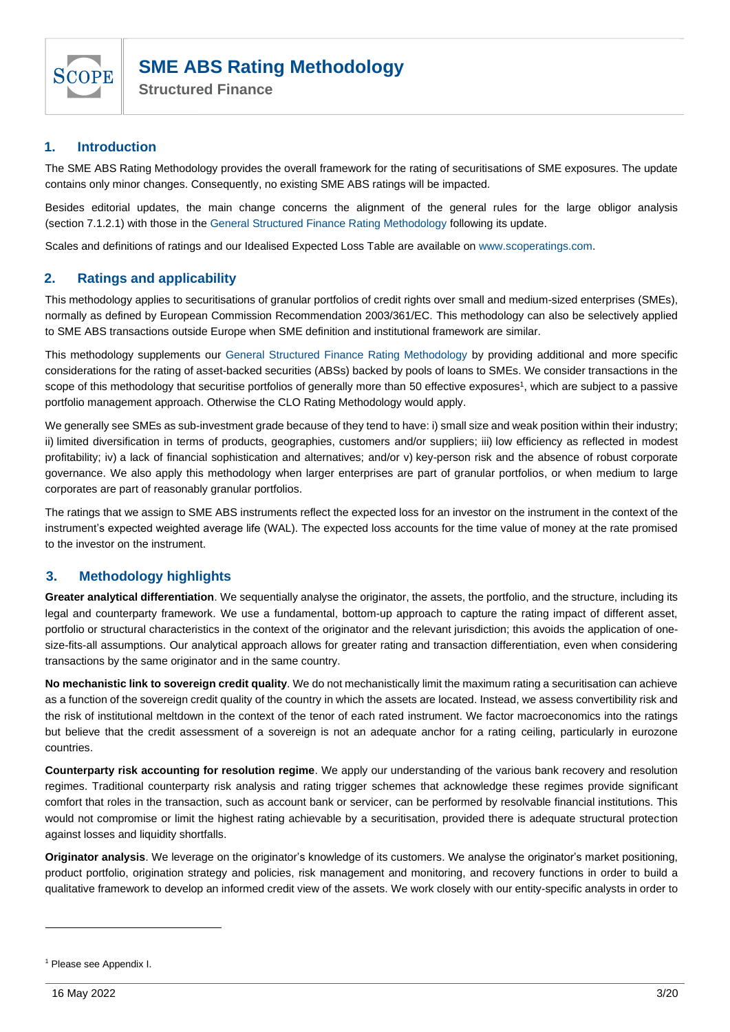# SME ABS Rating Methodology

Structured Finance

## 1. Introduction

The SME ABS Rating Methodology provides the overall framework for the rating of securitisations of SME exposures. The update contains only minor changes. Consequently, no existing SME ABS ratings will be impacted.

Besides editorial updates, the main change concerns the alignment of the general rules for the large obligor analysis (section 7.1.2.1) with those in the General Structured Finance Rating Methodology following its update.

Scales and definitions of ratings and our Idealised Expected Loss Table are available on www.scoperatings.com.

## 2. Ratings and applicability

This methodology applies to securitisations of granular portfolios of credit rights over small and medium-sized enterprises (SMEs), normally as defined by European Commission Recommendation 2003/361/EC. This methodology can also be selectively applied to SME ABS transactions outside Europe when SME definition and institutional framework are similar.

This methodology supplements our General Structured Finance Rating Methodology by providing additional and more specific considerations for the rating of asset-backed securities (ABSs) backed by pools of loans to SMEs. We consider transactions in the scope of this methodology that securitise portfolios of generally more than 50 effective exposures[1], which are subject to a passive portfolio management approach. Otherwise the CLO Rating Methodology would apply.

We generally see SMEs as sub-investment grade because of they tend to have: i) small size and weak position within their industry; ii) limited diversification in terms of products, geographies, customers and/or suppliers; iii) low efficiency as reflected in modest profitability; iv) a lack of financial sophistication and alternatives; and/or v) key-person risk and the absence of robust corporate governance. We also apply this methodology when larger enterprises are part of granular portfolios, or when medium to large corporates are part of reasonably granular portfolios.

The ratings that we assign to SME ABS instruments reflect the expected loss for an investor on the instrument in the context of the instrument's expected weighted average life (WAL). The expected loss accounts for the time value of money at the rate promised to the investor on the instrument.

## 3. Methodology highlights

**Greater analytical differentiation**. We sequentially analyse the originator, the assets, the portfolio, and the structure, including its legal and counterparty framework. We use a fundamental, bottom-up approach to capture the rating impact of different asset, portfolio or structural characteristics in the context of the originator and the relevant jurisdiction; this avoids the application of one-size-fits-all assumptions. Our analytical approach allows for greater rating and transaction differentiation, even when considering transactions by the same originator and in the same country.

**No mechanistic link to sovereign credit quality**. We do not mechanistically limit the maximum rating a securitisation can achieve as a function of the sovereign credit quality of the country in which the assets are located. Instead, we assess convertibility risk and the risk of institutional meltdown in the context of the tenor of each rated instrument. We factor macroeconomics into the ratings but believe that the credit assessment of a sovereign is not an adequate anchor for a rating ceiling, particularly in eurozone countries.

**Counterparty risk accounting for resolution regime**. We apply our understanding of the various bank recovery and resolution regimes. Traditional counterparty risk analysis and rating trigger schemes that acknowledge these regimes provide significant comfort that roles in the transaction, such as account bank or servicer, can be performed by resolvable financial institutions. This would not compromise or limit the highest rating achievable by a securitisation, provided there is adequate structural protection against losses and liquidity shortfalls.

**Originator analysis**. We leverage on the originator's knowledge of its customers. We analyse the originator's market positioning, product portfolio, origination strategy and policies, risk management and monitoring, and recovery functions in order to build a qualitative framework to develop an informed credit view of the assets. We work closely with our entity-specific analysts in order to

[1] Please see Appendix I.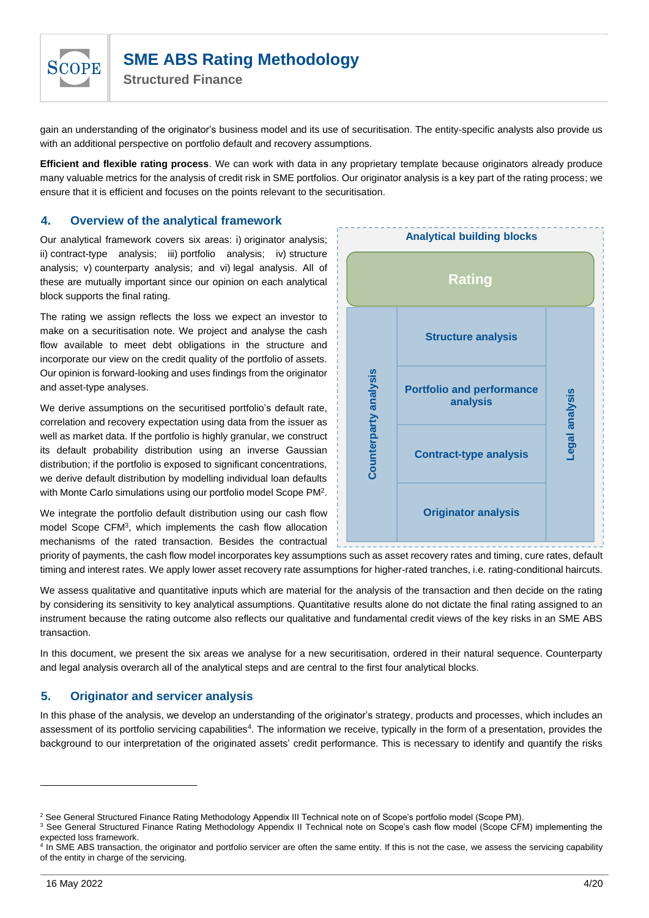gain an understanding of the originator's business model and its use of securitisation. The entity-specific analysts also provide us with an additional perspective on portfolio default and recovery assumptions.

**Efficient and flexible rating process**. We can work with data in any proprietary template because originators already produce many valuable metrics for the analysis of credit risk in SME portfolios. Our originator analysis is a key part of the rating process; we ensure that it is efficient and focuses on the points relevant to the securitisation.

## 4. Overview of the analytical framework

Our analytical framework covers six areas: i) originator analysis; ii) contract-type analysis; iii) portfolio analysis; iv) structure analysis; v) counterparty analysis; and vi) legal analysis. All of these are mutually important since our opinion on each analytical block supports the final rating.

**Analytical building blocks**

| Analytical building blocks | | |
|---|---|---|
| Rating | | |
| Counterparty analysis | Structure analysis | Legal analysis |
| | Portfolio and performance analysis | |
| | Contract-type analysis | |
| | Originator analysis | |

The rating we assign reflects the loss we expect an investor to make on a securitisation note. We project and analyse the cash flow available to meet debt obligations in the structure and incorporate our view on the credit quality of the portfolio of assets. Our opinion is forward-looking and uses findings from the originator and asset-type analyses.

We derive assumptions on the securitised portfolio's default rate, correlation and recovery expectation using data from the issuer as well as market data. If the portfolio is highly granular, we construct its default probability distribution using an inverse Gaussian distribution; if the portfolio is exposed to significant concentrations, we derive default distribution by modelling individual loan defaults with Monte Carlo simulations using our portfolio model Scope PM[2].

We integrate the portfolio default distribution using our cash flow model Scope CFM[3], which implements the cash flow allocation mechanisms of the rated transaction. Besides the contractual priority of payments, the cash flow model incorporates key assumptions such as asset recovery rates and timing, cure rates, default timing and interest rates. We apply lower asset recovery rate assumptions for higher-rated tranches, i.e. rating-conditional haircuts.

We assess qualitative and quantitative inputs which are material for the analysis of the transaction and then decide on the rating by considering its sensitivity to key analytical assumptions. Quantitative results alone do not dictate the final rating assigned to an instrument because the rating outcome also reflects our qualitative and fundamental credit views of the key risks in an SME ABS transaction.

In this document, we present the six areas we analyse for a new securitisation, ordered in their natural sequence. Counterparty and legal analysis overarch all of the analytical steps and are central to the first four analytical blocks.

## 5. Originator and servicer analysis

In this phase of the analysis, we develop an understanding of the originator's strategy, products and processes, which includes an assessment of its portfolio servicing capabilities[4]. The information we receive, typically in the form of a presentation, provides the background to our interpretation of the originated assets' credit performance. This is necessary to identify and quantify the risks

---

[2] See General Structured Finance Rating Methodology Appendix III Technical note on of Scope's portfolio model (Scope PM).

[3] See General Structured Finance Rating Methodology Appendix II Technical note on Scope's cash flow model (Scope CFM) implementing the expected loss framework.

[4] In SME ABS transaction, the originator and portfolio servicer are often the same entity. If this is not the case, we assess the servicing capability of the entity in charge of the servicing.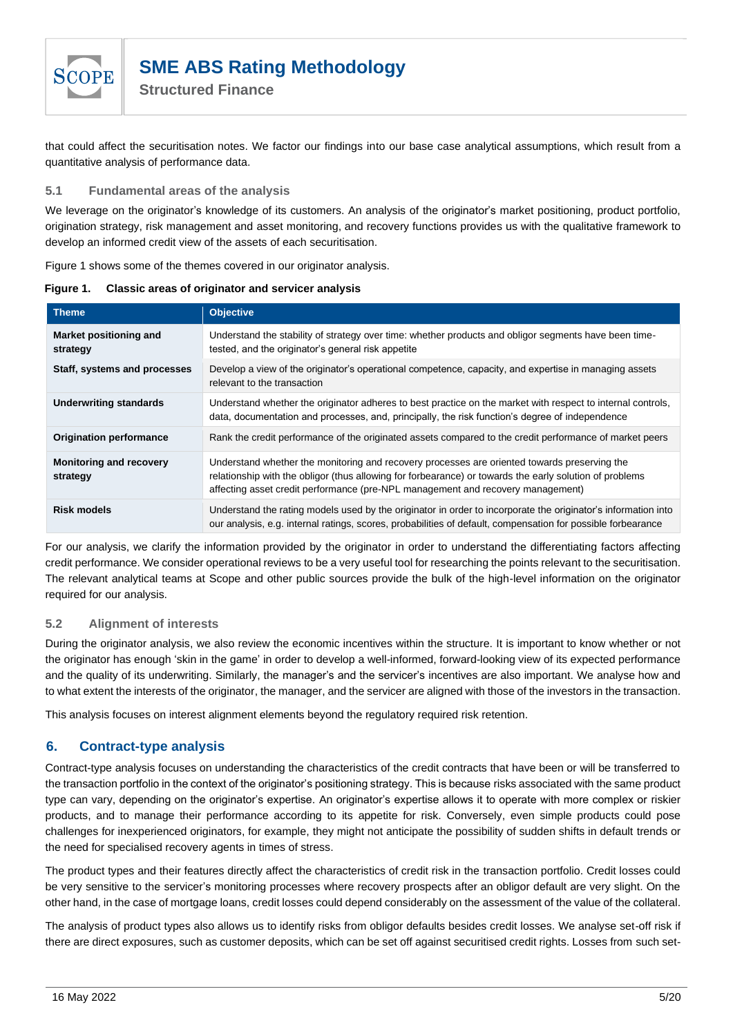that could affect the securitisation notes. We factor our findings into our base case analytical assumptions, which result from a quantitative analysis of performance data.

### 5.1 Fundamental areas of the analysis

We leverage on the originator's knowledge of its customers. An analysis of the originator's market positioning, product portfolio, origination strategy, risk management and asset monitoring, and recovery functions provides us with the qualitative framework to develop an informed credit view of the assets of each securitisation.

Figure 1 shows some of the themes covered in our originator analysis.

**Figure 1. Classic areas of originator and servicer analysis**

| Theme | Objective |
|---|---|
| **Market positioning and strategy** | Understand the stability of strategy over time: whether products and obligor segments have been time-tested, and the originator's general risk appetite |
| **Staff, systems and processes** | Develop a view of the originator's operational competence, capacity, and expertise in managing assets relevant to the transaction |
| **Underwriting standards** | Understand whether the originator adheres to best practice on the market with respect to internal controls, data, documentation and processes, and, principally, the risk function's degree of independence |
| **Origination performance** | Rank the credit performance of the originated assets compared to the credit performance of market peers |
| **Monitoring and recovery strategy** | Understand whether the monitoring and recovery processes are oriented towards preserving the relationship with the obligor (thus allowing for forbearance) or towards the early solution of problems affecting asset credit performance (pre-NPL management and recovery management) |
| **Risk models** | Understand the rating models used by the originator in order to incorporate the originator's information into our analysis, e.g. internal ratings, scores, probabilities of default, compensation for possible forbearance |

For our analysis, we clarify the information provided by the originator in order to understand the differentiating factors affecting credit performance. We consider operational reviews to be a very useful tool for researching the points relevant to the securitisation. The relevant analytical teams at Scope and other public sources provide the bulk of the high-level information on the originator required for our analysis.

### 5.2 Alignment of interests

During the originator analysis, we also review the economic incentives within the structure. It is important to know whether or not the originator has enough 'skin in the game' in order to develop a well-informed, forward-looking view of its expected performance and the quality of its underwriting. Similarly, the manager's and the servicer's incentives are also important. We analyse how and to what extent the interests of the originator, the manager, and the servicer are aligned with those of the investors in the transaction.

This analysis focuses on interest alignment elements beyond the regulatory required risk retention.

## 6. Contract-type analysis

Contract-type analysis focuses on understanding the characteristics of the credit contracts that have been or will be transferred to the transaction portfolio in the context of the originator's positioning strategy. This is because risks associated with the same product type can vary, depending on the originator's expertise. An originator's expertise allows it to operate with more complex or riskier products, and to manage their performance according to its appetite for risk. Conversely, even simple products could pose challenges for inexperienced originators, for example, they might not anticipate the possibility of sudden shifts in default trends or the need for specialised recovery agents in times of stress.

The product types and their features directly affect the characteristics of credit risk in the transaction portfolio. Credit losses could be very sensitive to the servicer's monitoring processes where recovery prospects after an obligor default are very slight. On the other hand, in the case of mortgage loans, credit losses could depend considerably on the assessment of the value of the collateral.

The analysis of product types also allows us to identify risks from obligor defaults besides credit losses. We analyse set-off risk if there are direct exposures, such as customer deposits, which can be set off against securitised credit rights. Losses from such set-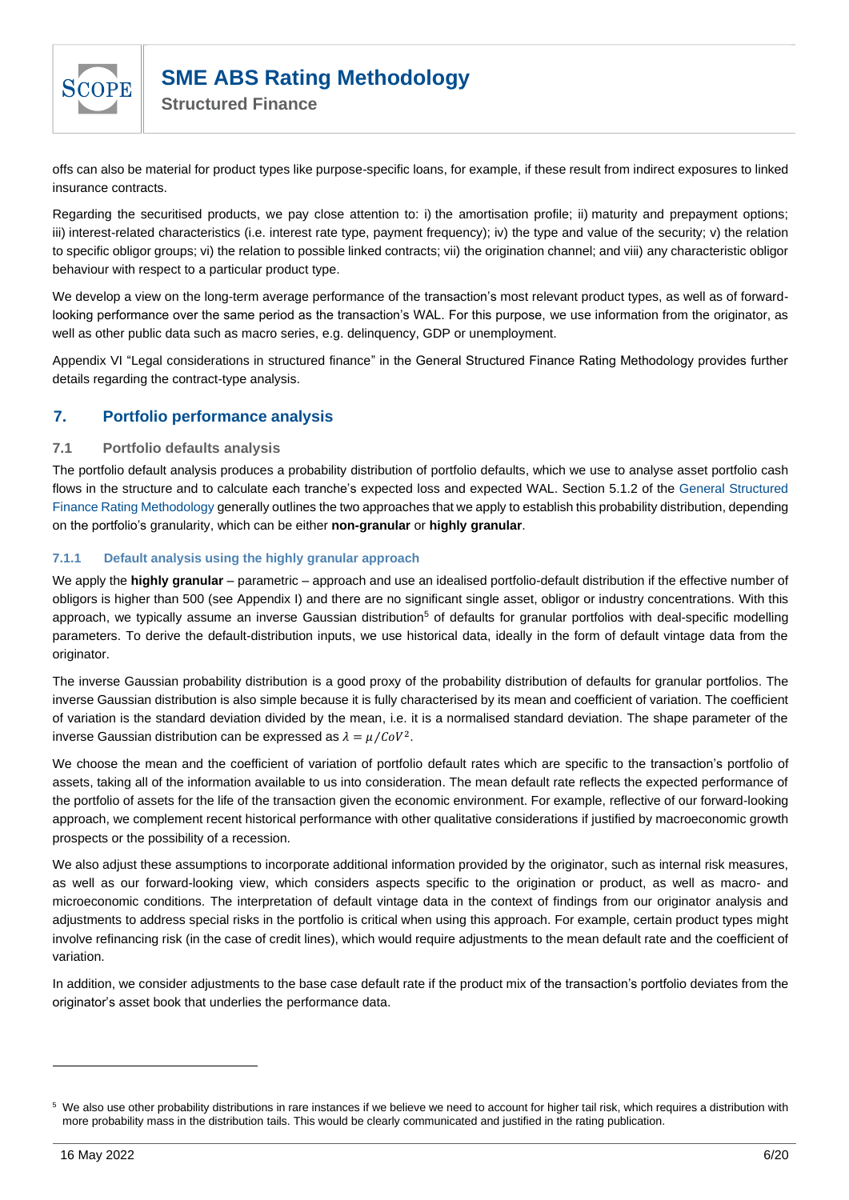offs can also be material for product types like purpose-specific loans, for example, if these result from indirect exposures to linked insurance contracts.

Regarding the securitised products, we pay close attention to: i) the amortisation profile; ii) maturity and prepayment options; iii) interest-related characteristics (i.e. interest rate type, payment frequency); iv) the type and value of the security; v) the relation to specific obligor groups; vi) the relation to possible linked contracts; vii) the origination channel; and viii) any characteristic obligor behaviour with respect to a particular product type.

We develop a view on the long-term average performance of the transaction's most relevant product types, as well as of forward-looking performance over the same period as the transaction's WAL. For this purpose, we use information from the originator, as well as other public data such as macro series, e.g. delinquency, GDP or unemployment.

Appendix VI "Legal considerations in structured finance" in the General Structured Finance Rating Methodology provides further details regarding the contract-type analysis.

## 7. Portfolio performance analysis

### 7.1 Portfolio defaults analysis

The portfolio default analysis produces a probability distribution of portfolio defaults, which we use to analyse asset portfolio cash flows in the structure and to calculate each tranche's expected loss and expected WAL. Section 5.1.2 of the General Structured Finance Rating Methodology generally outlines the two approaches that we apply to establish this probability distribution, depending on the portfolio's granularity, which can be either **non-granular** or **highly granular**.

#### 7.1.1 Default analysis using the highly granular approach

We apply the **highly granular** – parametric – approach and use an idealised portfolio-default distribution if the effective number of obligors is higher than 500 (see Appendix I) and there are no significant single asset, obligor or industry concentrations. With this approach, we typically assume an inverse Gaussian distribution[5] of defaults for granular portfolios with deal-specific modelling parameters. To derive the default-distribution inputs, we use historical data, ideally in the form of default vintage data from the originator.

The inverse Gaussian probability distribution is a good proxy of the probability distribution of defaults for granular portfolios. The inverse Gaussian distribution is also simple because it is fully characterised by its mean and coefficient of variation. The coefficient of variation is the standard deviation divided by the mean, i.e. it is a normalised standard deviation. The shape parameter of the inverse Gaussian distribution can be expressed as $\lambda = \mu / CoV^2$.

We choose the mean and the coefficient of variation of portfolio default rates which are specific to the transaction's portfolio of assets, taking all of the information available to us into consideration. The mean default rate reflects the expected performance of the portfolio of assets for the life of the transaction given the economic environment. For example, reflective of our forward-looking approach, we complement recent historical performance with other qualitative considerations if justified by macroeconomic growth prospects or the possibility of a recession.

We also adjust these assumptions to incorporate additional information provided by the originator, such as internal risk measures, as well as our forward-looking view, which considers aspects specific to the origination or product, as well as macro- and microeconomic conditions. The interpretation of default vintage data in the context of findings from our originator analysis and adjustments to address special risks in the portfolio is critical when using this approach. For example, certain product types might involve refinancing risk (in the case of credit lines), which would require adjustments to the mean default rate and the coefficient of variation.

In addition, we consider adjustments to the base case default rate if the product mix of the transaction's portfolio deviates from the originator's asset book that underlies the performance data.

---

[5] We also use other probability distributions in rare instances if we believe we need to account for higher tail risk, which requires a distribution with more probability mass in the distribution tails. This would be clearly communicated and justified in the rating publication.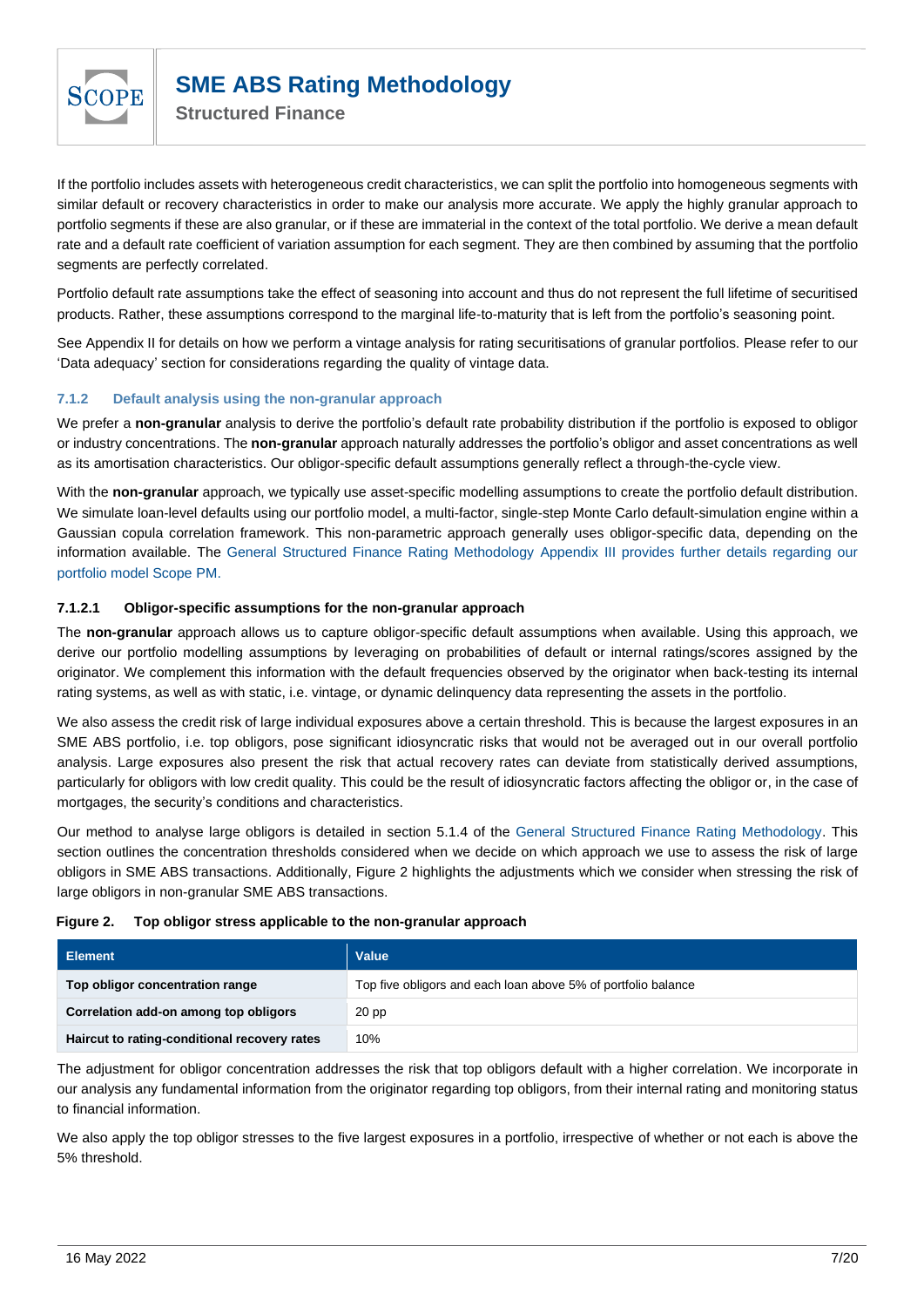If the portfolio includes assets with heterogeneous credit characteristics, we can split the portfolio into homogeneous segments with similar default or recovery characteristics in order to make our analysis more accurate. We apply the highly granular approach to portfolio segments if these are also granular, or if these are immaterial in the context of the total portfolio. We derive a mean default rate and a default rate coefficient of variation assumption for each segment. They are then combined by assuming that the portfolio segments are perfectly correlated.

Portfolio default rate assumptions take the effect of seasoning into account and thus do not represent the full lifetime of securitised products. Rather, these assumptions correspond to the marginal life-to-maturity that is left from the portfolio's seasoning point.

See Appendix II for details on how we perform a vintage analysis for rating securitisations of granular portfolios. Please refer to our 'Data adequacy' section for considerations regarding the quality of vintage data.

### 7.1.2 Default analysis using the non-granular approach

We prefer a **non-granular** analysis to derive the portfolio's default rate probability distribution if the portfolio is exposed to obligor or industry concentrations. The **non-granular** approach naturally addresses the portfolio's obligor and asset concentrations as well as its amortisation characteristics. Our obligor-specific default assumptions generally reflect a through-the-cycle view.

With the **non-granular** approach, we typically use asset-specific modelling assumptions to create the portfolio default distribution. We simulate loan-level defaults using our portfolio model, a multi-factor, single-step Monte Carlo default-simulation engine within a Gaussian copula correlation framework. This non-parametric approach generally uses obligor-specific data, depending on the information available. The General Structured Finance Rating Methodology Appendix III provides further details regarding our portfolio model Scope PM.

#### 7.1.2.1 Obligor-specific assumptions for the non-granular approach

The **non-granular** approach allows us to capture obligor-specific default assumptions when available. Using this approach, we derive our portfolio modelling assumptions by leveraging on probabilities of default or internal ratings/scores assigned by the originator. We complement this information with the default frequencies observed by the originator when back-testing its internal rating systems, as well as with static, i.e. vintage, or dynamic delinquency data representing the assets in the portfolio.

We also assess the credit risk of large individual exposures above a certain threshold. This is because the largest exposures in an SME ABS portfolio, i.e. top obligors, pose significant idiosyncratic risks that would not be averaged out in our overall portfolio analysis. Large exposures also present the risk that actual recovery rates can deviate from statistically derived assumptions, particularly for obligors with low credit quality. This could be the result of idiosyncratic factors affecting the obligor or, in the case of mortgages, the security's conditions and characteristics.

Our method to analyse large obligors is detailed in section 5.1.4 of the General Structured Finance Rating Methodology. This section outlines the concentration thresholds considered when we decide on which approach we use to assess the risk of large obligors in SME ABS transactions. Additionally, Figure 2 highlights the adjustments which we consider when stressing the risk of large obligors in non-granular SME ABS transactions.

**Figure 2. Top obligor stress applicable to the non-granular approach**

| Element | Value |
| --- | --- |
| **Top obligor concentration range** | Top five obligors and each loan above 5% of portfolio balance |
| **Correlation add-on among top obligors** | 20 pp |
| **Haircut to rating-conditional recovery rates** | 10% |

The adjustment for obligor concentration addresses the risk that top obligors default with a higher correlation. We incorporate in our analysis any fundamental information from the originator regarding top obligors, from their internal rating and monitoring status to financial information.

We also apply the top obligor stresses to the five largest exposures in a portfolio, irrespective of whether or not each is above the 5% threshold.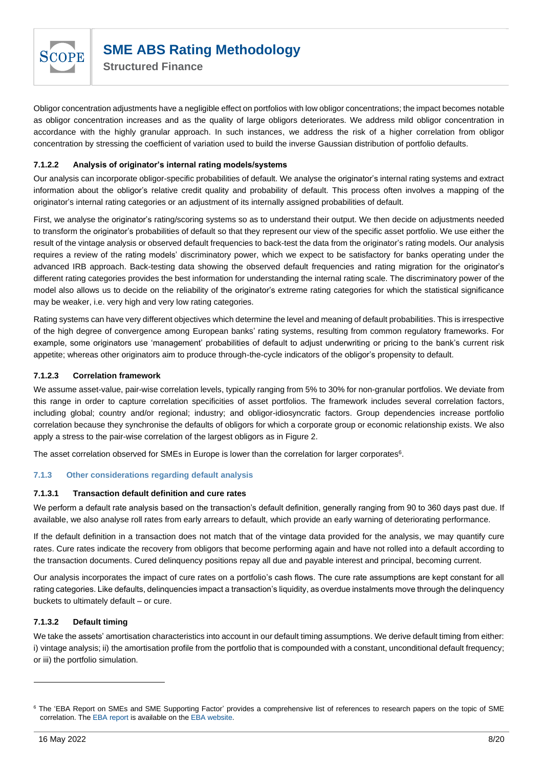Obligor concentration adjustments have a negligible effect on portfolios with low obligor concentrations; the impact becomes notable as obligor concentration increases and as the quality of large obligors deteriorates. We address mild obligor concentration in accordance with the highly granular approach. In such instances, we address the risk of a higher correlation from obligor concentration by stressing the coefficient of variation used to build the inverse Gaussian distribution of portfolio defaults.

#### 7.1.2.2 Analysis of originator's internal rating models/systems

Our analysis can incorporate obligor-specific probabilities of default. We analyse the originator's internal rating systems and extract information about the obligor's relative credit quality and probability of default. This process often involves a mapping of the originator's internal rating categories or an adjustment of its internally assigned probabilities of default.

First, we analyse the originator's rating/scoring systems so as to understand their output. We then decide on adjustments needed to transform the originator's probabilities of default so that they represent our view of the specific asset portfolio. We use either the result of the vintage analysis or observed default frequencies to back-test the data from the originator's rating models. Our analysis requires a review of the rating models' discriminatory power, which we expect to be satisfactory for banks operating under the advanced IRB approach. Back-testing data showing the observed default frequencies and rating migration for the originator's different rating categories provides the best information for understanding the internal rating scale. The discriminatory power of the model also allows us to decide on the reliability of the originator's extreme rating categories for which the statistical significance may be weaker, i.e. very high and very low rating categories.

Rating systems can have very different objectives which determine the level and meaning of default probabilities. This is irrespective of the high degree of convergence among European banks' rating systems, resulting from common regulatory frameworks. For example, some originators use 'management' probabilities of default to adjust underwriting or pricing to the bank's current risk appetite; whereas other originators aim to produce through-the-cycle indicators of the obligor's propensity to default.

#### 7.1.2.3 Correlation framework

We assume asset-value, pair-wise correlation levels, typically ranging from 5% to 30% for non-granular portfolios. We deviate from this range in order to capture correlation specificities of asset portfolios. The framework includes several correlation factors, including global; country and/or regional; industry; and obligor-idiosyncratic factors. Group dependencies increase portfolio correlation because they synchronise the defaults of obligors for which a corporate group or economic relationship exists. We also apply a stress to the pair-wise correlation of the largest obligors as in Figure 2.

The asset correlation observed for SMEs in Europe is lower than the correlation for larger corporates[6].

### 7.1.3 Other considerations regarding default analysis

#### 7.1.3.1 Transaction default definition and cure rates

We perform a default rate analysis based on the transaction's default definition, generally ranging from 90 to 360 days past due. If available, we also analyse roll rates from early arrears to default, which provide an early warning of deteriorating performance.

If the default definition in a transaction does not match that of the vintage data provided for the analysis, we may quantify cure rates. Cure rates indicate the recovery from obligors that become performing again and have not rolled into a default according to the transaction documents. Cured delinquency positions repay all due and payable interest and principal, becoming current.

Our analysis incorporates the impact of cure rates on a portfolio's cash flows. The cure rate assumptions are kept constant for all rating categories. Like defaults, delinquencies impact a transaction's liquidity, as overdue instalments move through the delinquency buckets to ultimately default – or cure.

#### 7.1.3.2 Default timing

We take the assets' amortisation characteristics into account in our default timing assumptions. We derive default timing from either: i) vintage analysis; ii) the amortisation profile from the portfolio that is compounded with a constant, unconditional default frequency; or iii) the portfolio simulation.

---

[6] The 'EBA Report on SMEs and SME Supporting Factor' provides a comprehensive list of references to research papers on the topic of SME correlation. The EBA report is available on the EBA website.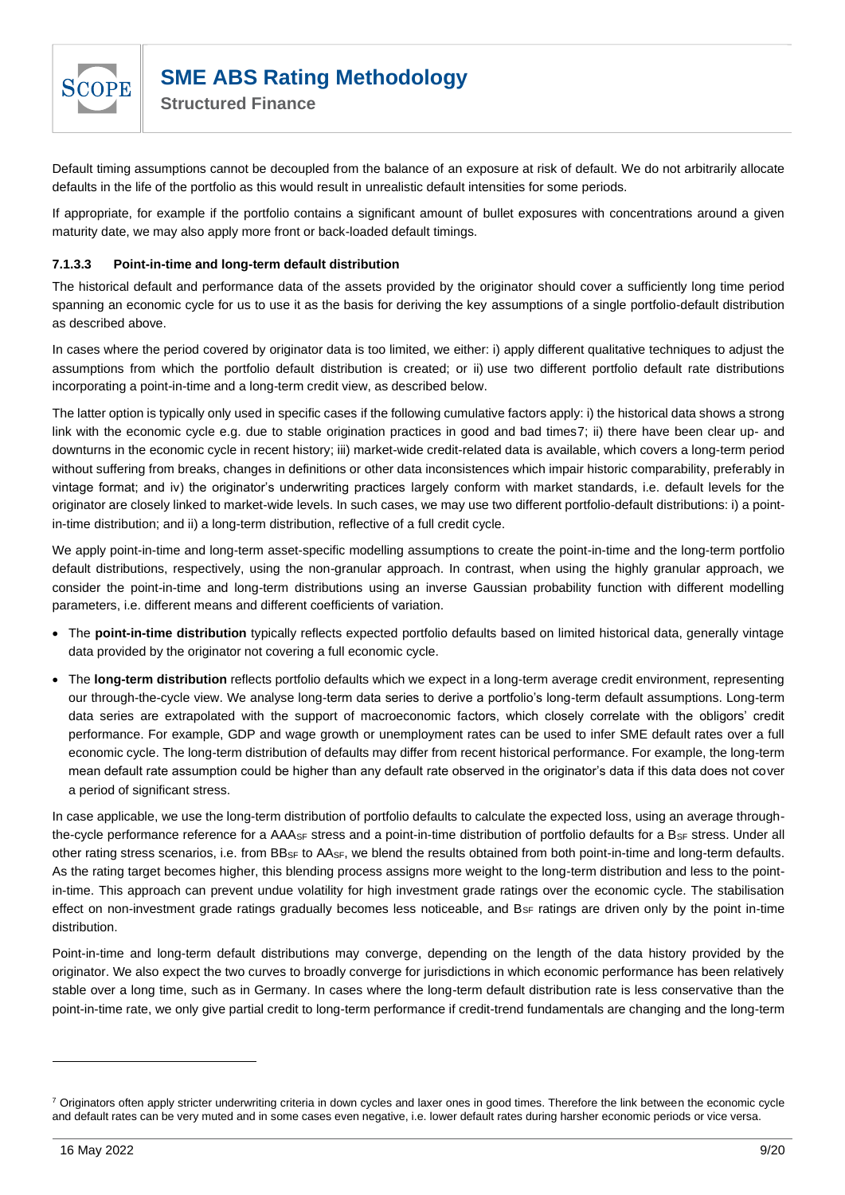Default timing assumptions cannot be decoupled from the balance of an exposure at risk of default. We do not arbitrarily allocate defaults in the life of the portfolio as this would result in unrealistic default intensities for some periods.

If appropriate, for example if the portfolio contains a significant amount of bullet exposures with concentrations around a given maturity date, we may also apply more front or back-loaded default timings.

#### 7.1.3.3 Point-in-time and long-term default distribution

The historical default and performance data of the assets provided by the originator should cover a sufficiently long time period spanning an economic cycle for us to use it as the basis for deriving the key assumptions of a single portfolio-default distribution as described above.

In cases where the period covered by originator data is too limited, we either: i) apply different qualitative techniques to adjust the assumptions from which the portfolio default distribution is created; or ii) use two different portfolio default rate distributions incorporating a point-in-time and a long-term credit view, as described below.

The latter option is typically only used in specific cases if the following cumulative factors apply: i) the historical data shows a strong link with the economic cycle e.g. due to stable origination practices in good and bad times[7]; ii) there have been clear up- and downturns in the economic cycle in recent history; iii) market-wide credit-related data is available, which covers a long-term period without suffering from breaks, changes in definitions or other data inconsistences which impair historic comparability, preferably in vintage format; and iv) the originator's underwriting practices largely conform with market standards, i.e. default levels for the originator are closely linked to market-wide levels. In such cases, we may use two different portfolio-default distributions: i) a point-in-time distribution; and ii) a long-term distribution, reflective of a full credit cycle.

We apply point-in-time and long-term asset-specific modelling assumptions to create the point-in-time and the long-term portfolio default distributions, respectively, using the non-granular approach. In contrast, when using the highly granular approach, we consider the point-in-time and long-term distributions using an inverse Gaussian probability function with different modelling parameters, i.e. different means and different coefficients of variation.

- The **point-in-time distribution** typically reflects expected portfolio defaults based on limited historical data, generally vintage data provided by the originator not covering a full economic cycle.
- The **long-term distribution** reflects portfolio defaults which we expect in a long-term average credit environment, representing our through-the-cycle view. We analyse long-term data series to derive a portfolio's long-term default assumptions. Long-term data series are extrapolated with the support of macroeconomic factors, which closely correlate with the obligors' credit performance. For example, GDP and wage growth or unemployment rates can be used to infer SME default rates over a full economic cycle. The long-term distribution of defaults may differ from recent historical performance. For example, the long-term mean default rate assumption could be higher than any default rate observed in the originator's data if this data does not cover a period of significant stress.

In case applicable, we use the long-term distribution of portfolio defaults to calculate the expected loss, using an average through-the-cycle performance reference for a $AAA_{SF}$ stress and a point-in-time distribution of portfolio defaults for a $B_{SF}$ stress. Under all other rating stress scenarios, i.e. from $BB_{SF}$ to $AA_{SF}$, we blend the results obtained from both point-in-time and long-term defaults. As the rating target becomes higher, this blending process assigns more weight to the long-term distribution and less to the point-in-time. This approach can prevent undue volatility for high investment grade ratings over the economic cycle. The stabilisation effect on non-investment grade ratings gradually becomes less noticeable, and $B_{SF}$ ratings are driven only by the point in-time distribution.

Point-in-time and long-term default distributions may converge, depending on the length of the data history provided by the originator. We also expect the two curves to broadly converge for jurisdictions in which economic performance has been relatively stable over a long time, such as in Germany. In cases where the long-term default distribution rate is less conservative than the point-in-time rate, we only give partial credit to long-term performance if credit-trend fundamentals are changing and the long-term

[7] Originators often apply stricter underwriting criteria in down cycles and laxer ones in good times. Therefore the link between the economic cycle and default rates can be very muted and in some cases even negative, i.e. lower default rates during harsher economic periods or vice versa.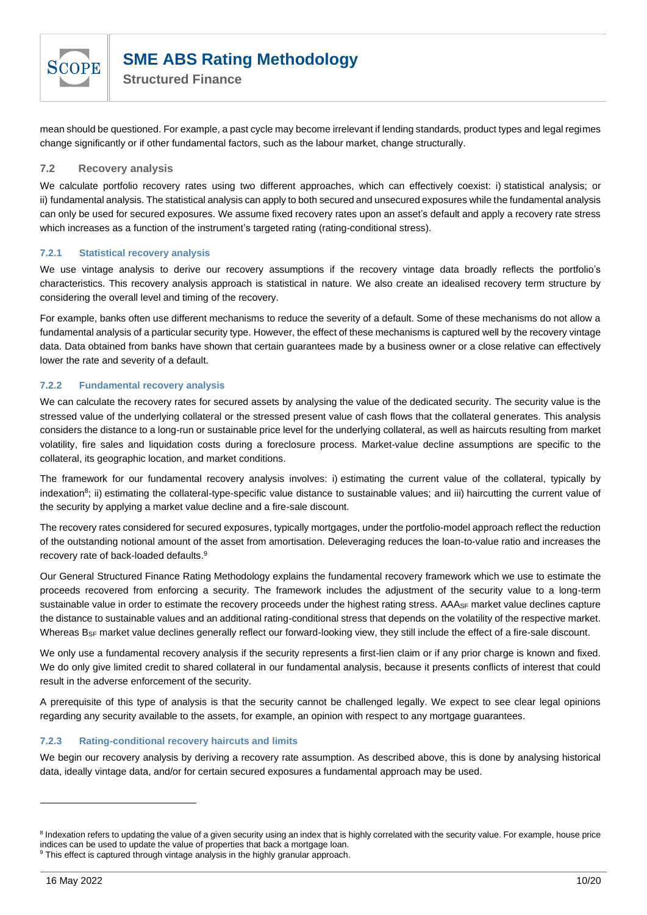mean should be questioned. For example, a past cycle may become irrelevant if lending standards, product types and legal regimes change significantly or if other fundamental factors, such as the labour market, change structurally.

## 7.2 Recovery analysis

We calculate portfolio recovery rates using two different approaches, which can effectively coexist: i) statistical analysis; or ii) fundamental analysis. The statistical analysis can apply to both secured and unsecured exposures while the fundamental analysis can only be used for secured exposures. We assume fixed recovery rates upon an asset's default and apply a recovery rate stress which increases as a function of the instrument's targeted rating (rating-conditional stress).

### 7.2.1 Statistical recovery analysis

We use vintage analysis to derive our recovery assumptions if the recovery vintage data broadly reflects the portfolio's characteristics. This recovery analysis approach is statistical in nature. We also create an idealised recovery term structure by considering the overall level and timing of the recovery.

For example, banks often use different mechanisms to reduce the severity of a default. Some of these mechanisms do not allow a fundamental analysis of a particular security type. However, the effect of these mechanisms is captured well by the recovery vintage data. Data obtained from banks have shown that certain guarantees made by a business owner or a close relative can effectively lower the rate and severity of a default.

### 7.2.2 Fundamental recovery analysis

We can calculate the recovery rates for secured assets by analysing the value of the dedicated security. The security value is the stressed value of the underlying collateral or the stressed present value of cash flows that the collateral generates. This analysis considers the distance to a long-run or sustainable price level for the underlying collateral, as well as haircuts resulting from market volatility, fire sales and liquidation costs during a foreclosure process. Market-value decline assumptions are specific to the collateral, its geographic location, and market conditions.

The framework for our fundamental recovery analysis involves: i) estimating the current value of the collateral, typically by indexation[8]; ii) estimating the collateral-type-specific value distance to sustainable values; and iii) haircutting the current value of the security by applying a market value decline and a fire-sale discount.

The recovery rates considered for secured exposures, typically mortgages, under the portfolio-model approach reflect the reduction of the outstanding notional amount of the asset from amortisation. Deleveraging reduces the loan-to-value ratio and increases the recovery rate of back-loaded defaults.[9]

Our General Structured Finance Rating Methodology explains the fundamental recovery framework which we use to estimate the proceeds recovered from enforcing a security. The framework includes the adjustment of the security value to a long-term sustainable value in order to estimate the recovery proceeds under the highest rating stress. $AAA_{SF}$ market value declines capture the distance to sustainable values and an additional rating-conditional stress that depends on the volatility of the respective market. Whereas $B_{SF}$ market value declines generally reflect our forward-looking view, they still include the effect of a fire-sale discount.

We only use a fundamental recovery analysis if the security represents a first-lien claim or if any prior charge is known and fixed. We do only give limited credit to shared collateral in our fundamental analysis, because it presents conflicts of interest that could result in the adverse enforcement of the security.

A prerequisite of this type of analysis is that the security cannot be challenged legally. We expect to see clear legal opinions regarding any security available to the assets, for example, an opinion with respect to any mortgage guarantees.

### 7.2.3 Rating-conditional recovery haircuts and limits

We begin our recovery analysis by deriving a recovery rate assumption. As described above, this is done by analysing historical data, ideally vintage data, and/or for certain secured exposures a fundamental approach may be used.

---

[8] Indexation refers to updating the value of a given security using an index that is highly correlated with the security value. For example, house price indices can be used to update the value of properties that back a mortgage loan.

[9] This effect is captured through vintage analysis in the highly granular approach.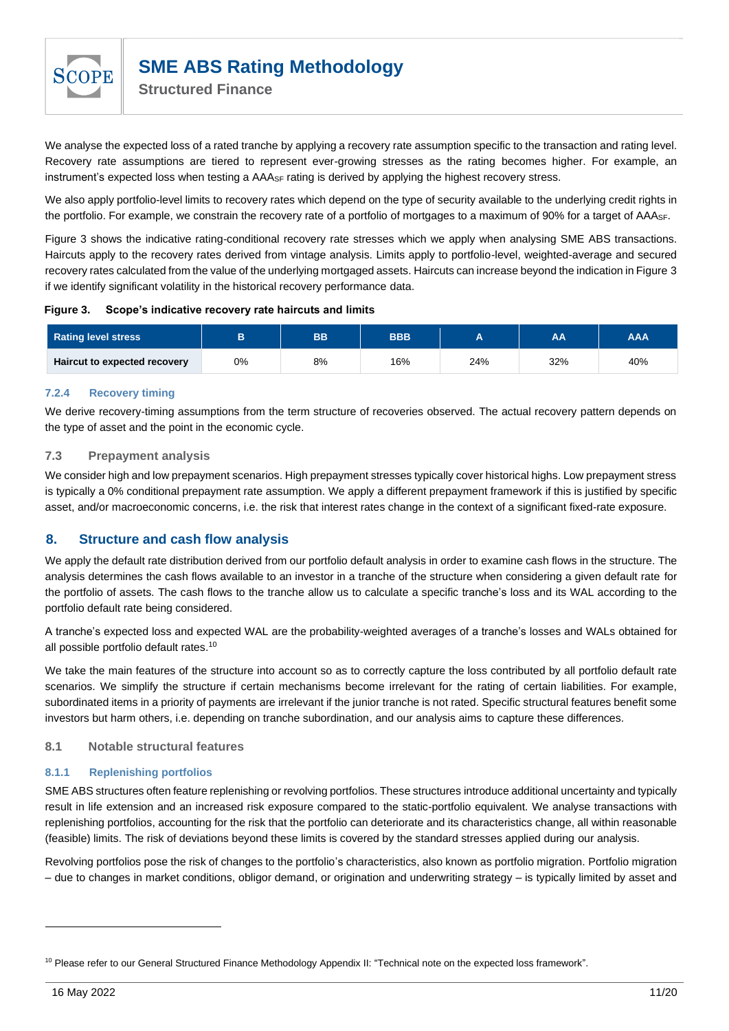We analyse the expected loss of a rated tranche by applying a recovery rate assumption specific to the transaction and rating level. Recovery rate assumptions are tiered to represent ever-growing stresses as the rating becomes higher. For example, an instrument's expected loss when testing a $AAA_{SF}$ rating is derived by applying the highest recovery stress.

We also apply portfolio-level limits to recovery rates which depend on the type of security available to the underlying credit rights in the portfolio. For example, we constrain the recovery rate of a portfolio of mortgages to a maximum of 90% for a target of $AAA_{SF}$.

Figure 3 shows the indicative rating-conditional recovery rate stresses which we apply when analysing SME ABS transactions. Haircuts apply to the recovery rates derived from vintage analysis. Limits apply to portfolio-level, weighted-average and secured recovery rates calculated from the value of the underlying mortgaged assets. Haircuts can increase beyond the indication in Figure 3 if we identify significant volatility in the historical recovery performance data.

**Figure 3. Scope's indicative recovery rate haircuts and limits**

| Rating level stress | B | BB | BBB | A | AA | AAA |
| --- | --- | --- | --- | --- | --- | --- |
| **Haircut to expected recovery** | 0% | 8% | 16% | 24% | 32% | 40% |

#### 7.2.4 Recovery timing

We derive recovery-timing assumptions from the term structure of recoveries observed. The actual recovery pattern depends on the type of asset and the point in the economic cycle.

### 7.3 Prepayment analysis

We consider high and low prepayment scenarios. High prepayment stresses typically cover historical highs. Low prepayment stress is typically a 0% conditional prepayment rate assumption. We apply a different prepayment framework if this is justified by specific asset, and/or macroeconomic concerns, i.e. the risk that interest rates change in the context of a significant fixed-rate exposure.

## 8. Structure and cash flow analysis

We apply the default rate distribution derived from our portfolio default analysis in order to examine cash flows in the structure. The analysis determines the cash flows available to an investor in a tranche of the structure when considering a given default rate for the portfolio of assets. The cash flows to the tranche allow us to calculate a specific tranche's loss and its WAL according to the portfolio default rate being considered.

A tranche's expected loss and expected WAL are the probability-weighted averages of a tranche's losses and WALs obtained for all possible portfolio default rates.[10]

We take the main features of the structure into account so as to correctly capture the loss contributed by all portfolio default rate scenarios. We simplify the structure if certain mechanisms become irrelevant for the rating of certain liabilities. For example, subordinated items in a priority of payments are irrelevant if the junior tranche is not rated. Specific structural features benefit some investors but harm others, i.e. depending on tranche subordination, and our analysis aims to capture these differences.

### 8.1 Notable structural features

#### 8.1.1 Replenishing portfolios

SME ABS structures often feature replenishing or revolving portfolios. These structures introduce additional uncertainty and typically result in life extension and an increased risk exposure compared to the static-portfolio equivalent. We analyse transactions with replenishing portfolios, accounting for the risk that the portfolio can deteriorate and its characteristics change, all within reasonable (feasible) limits. The risk of deviations beyond these limits is covered by the standard stresses applied during our analysis.

Revolving portfolios pose the risk of changes to the portfolio's characteristics, also known as portfolio migration. Portfolio migration – due to changes in market conditions, obligor demand, or origination and underwriting strategy – is typically limited by asset and

[10] Please refer to our General Structured Finance Methodology Appendix II: "Technical note on the expected loss framework".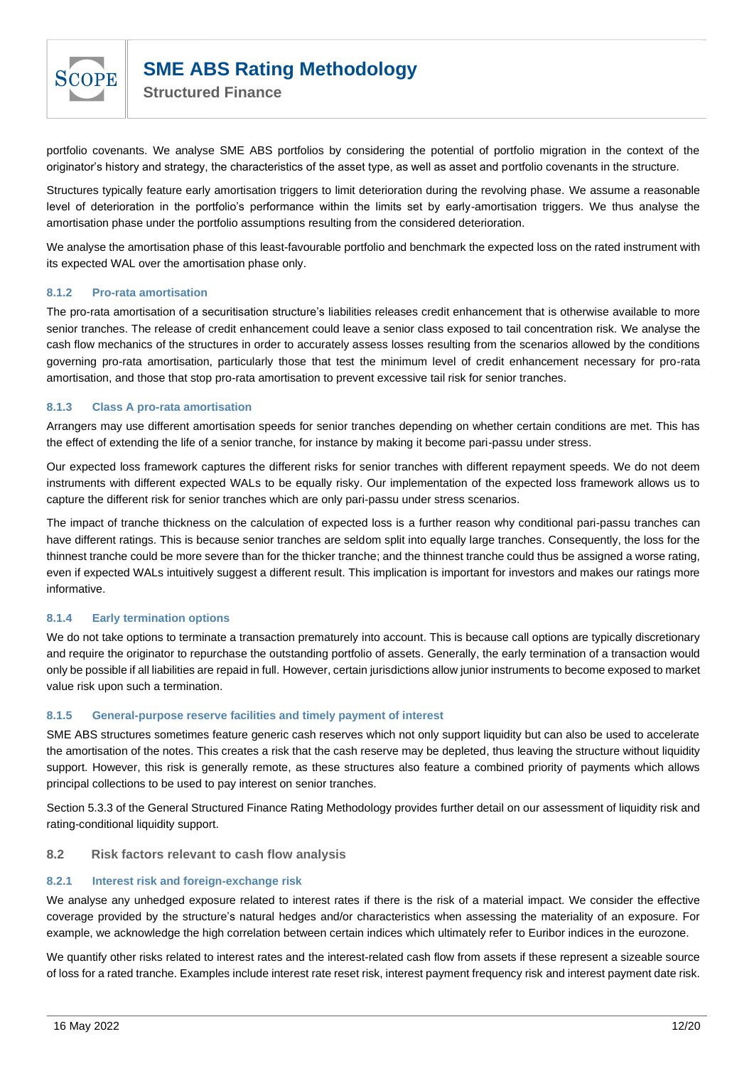portfolio covenants. We analyse SME ABS portfolios by considering the potential of portfolio migration in the context of the originator's history and strategy, the characteristics of the asset type, as well as asset and portfolio covenants in the structure.

Structures typically feature early amortisation triggers to limit deterioration during the revolving phase. We assume a reasonable level of deterioration in the portfolio's performance within the limits set by early-amortisation triggers. We thus analyse the amortisation phase under the portfolio assumptions resulting from the considered deterioration.

We analyse the amortisation phase of this least-favourable portfolio and benchmark the expected loss on the rated instrument with its expected WAL over the amortisation phase only.

#### 8.1.2 Pro-rata amortisation

The pro-rata amortisation of a securitisation structure's liabilities releases credit enhancement that is otherwise available to more senior tranches. The release of credit enhancement could leave a senior class exposed to tail concentration risk. We analyse the cash flow mechanics of the structures in order to accurately assess losses resulting from the scenarios allowed by the conditions governing pro-rata amortisation, particularly those that test the minimum level of credit enhancement necessary for pro-rata amortisation, and those that stop pro-rata amortisation to prevent excessive tail risk for senior tranches.

#### 8.1.3 Class A pro-rata amortisation

Arrangers may use different amortisation speeds for senior tranches depending on whether certain conditions are met. This has the effect of extending the life of a senior tranche, for instance by making it become pari-passu under stress.

Our expected loss framework captures the different risks for senior tranches with different repayment speeds. We do not deem instruments with different expected WALs to be equally risky. Our implementation of the expected loss framework allows us to capture the different risk for senior tranches which are only pari-passu under stress scenarios.

The impact of tranche thickness on the calculation of expected loss is a further reason why conditional pari-passu tranches can have different ratings. This is because senior tranches are seldom split into equally large tranches. Consequently, the loss for the thinnest tranche could be more severe than for the thicker tranche; and the thinnest tranche could thus be assigned a worse rating, even if expected WALs intuitively suggest a different result. This implication is important for investors and makes our ratings more informative.

#### 8.1.4 Early termination options

We do not take options to terminate a transaction prematurely into account. This is because call options are typically discretionary and require the originator to repurchase the outstanding portfolio of assets. Generally, the early termination of a transaction would only be possible if all liabilities are repaid in full. However, certain jurisdictions allow junior instruments to become exposed to market value risk upon such a termination.

#### 8.1.5 General-purpose reserve facilities and timely payment of interest

SME ABS structures sometimes feature generic cash reserves which not only support liquidity but can also be used to accelerate the amortisation of the notes. This creates a risk that the cash reserve may be depleted, thus leaving the structure without liquidity support. However, this risk is generally remote, as these structures also feature a combined priority of payments which allows principal collections to be used to pay interest on senior tranches.

Section 5.3.3 of the General Structured Finance Rating Methodology provides further detail on our assessment of liquidity risk and rating-conditional liquidity support.

### 8.2 Risk factors relevant to cash flow analysis

#### 8.2.1 Interest risk and foreign-exchange risk

We analyse any unhedged exposure related to interest rates if there is the risk of a material impact. We consider the effective coverage provided by the structure's natural hedges and/or characteristics when assessing the materiality of an exposure. For example, we acknowledge the high correlation between certain indices which ultimately refer to Euribor indices in the eurozone.

We quantify other risks related to interest rates and the interest-related cash flow from assets if these represent a sizeable source of loss for a rated tranche. Examples include interest rate reset risk, interest payment frequency risk and interest payment date risk.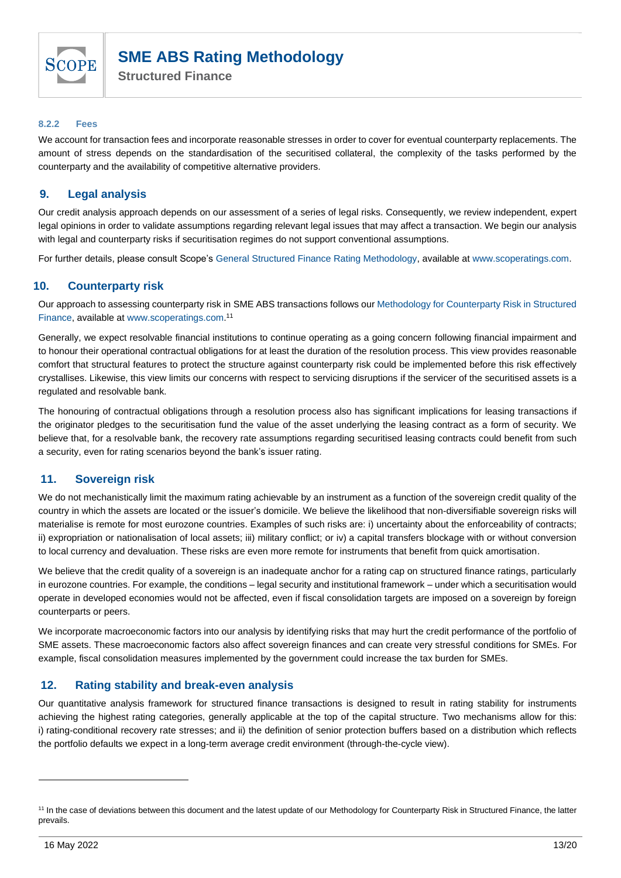#### 8.2.2 Fees

We account for transaction fees and incorporate reasonable stresses in order to cover for eventual counterparty replacements. The amount of stress depends on the standardisation of the securitised collateral, the complexity of the tasks performed by the counterparty and the availability of competitive alternative providers.

## 9. Legal analysis

Our credit analysis approach depends on our assessment of a series of legal risks. Consequently, we review independent, expert legal opinions in order to validate assumptions regarding relevant legal issues that may affect a transaction. We begin our analysis with legal and counterparty risks if securitisation regimes do not support conventional assumptions.

For further details, please consult Scope's General Structured Finance Rating Methodology, available at www.scoperatings.com.

## 10. Counterparty risk

Our approach to assessing counterparty risk in SME ABS transactions follows our Methodology for Counterparty Risk in Structured Finance, available at www.scoperatings.com.[11]

Generally, we expect resolvable financial institutions to continue operating as a going concern following financial impairment and to honour their operational contractual obligations for at least the duration of the resolution process. This view provides reasonable comfort that structural features to protect the structure against counterparty risk could be implemented before this risk effectively crystallises. Likewise, this view limits our concerns with respect to servicing disruptions if the servicer of the securitised assets is a regulated and resolvable bank.

The honouring of contractual obligations through a resolution process also has significant implications for leasing transactions if the originator pledges to the securitisation fund the value of the asset underlying the leasing contract as a form of security. We believe that, for a resolvable bank, the recovery rate assumptions regarding securitised leasing contracts could benefit from such a security, even for rating scenarios beyond the bank's issuer rating.

## 11. Sovereign risk

We do not mechanistically limit the maximum rating achievable by an instrument as a function of the sovereign credit quality of the country in which the assets are located or the issuer's domicile. We believe the likelihood that non-diversifiable sovereign risks will materialise is remote for most eurozone countries. Examples of such risks are: i) uncertainty about the enforceability of contracts; ii) expropriation or nationalisation of local assets; iii) military conflict; or iv) a capital transfers blockage with or without conversion to local currency and devaluation. These risks are even more remote for instruments that benefit from quick amortisation.

We believe that the credit quality of a sovereign is an inadequate anchor for a rating cap on structured finance ratings, particularly in eurozone countries. For example, the conditions – legal security and institutional framework – under which a securitisation would operate in developed economies would not be affected, even if fiscal consolidation targets are imposed on a sovereign by foreign counterparts or peers.

We incorporate macroeconomic factors into our analysis by identifying risks that may hurt the credit performance of the portfolio of SME assets. These macroeconomic factors also affect sovereign finances and can create very stressful conditions for SMEs. For example, fiscal consolidation measures implemented by the government could increase the tax burden for SMEs.

## 12. Rating stability and break-even analysis

Our quantitative analysis framework for structured finance transactions is designed to result in rating stability for instruments achieving the highest rating categories, generally applicable at the top of the capital structure. Two mechanisms allow for this: i) rating-conditional recovery rate stresses; and ii) the definition of senior protection buffers based on a distribution which reflects the portfolio defaults we expect in a long-term average credit environment (through-the-cycle view).

---

[11] In the case of deviations between this document and the latest update of our Methodology for Counterparty Risk in Structured Finance, the latter prevails.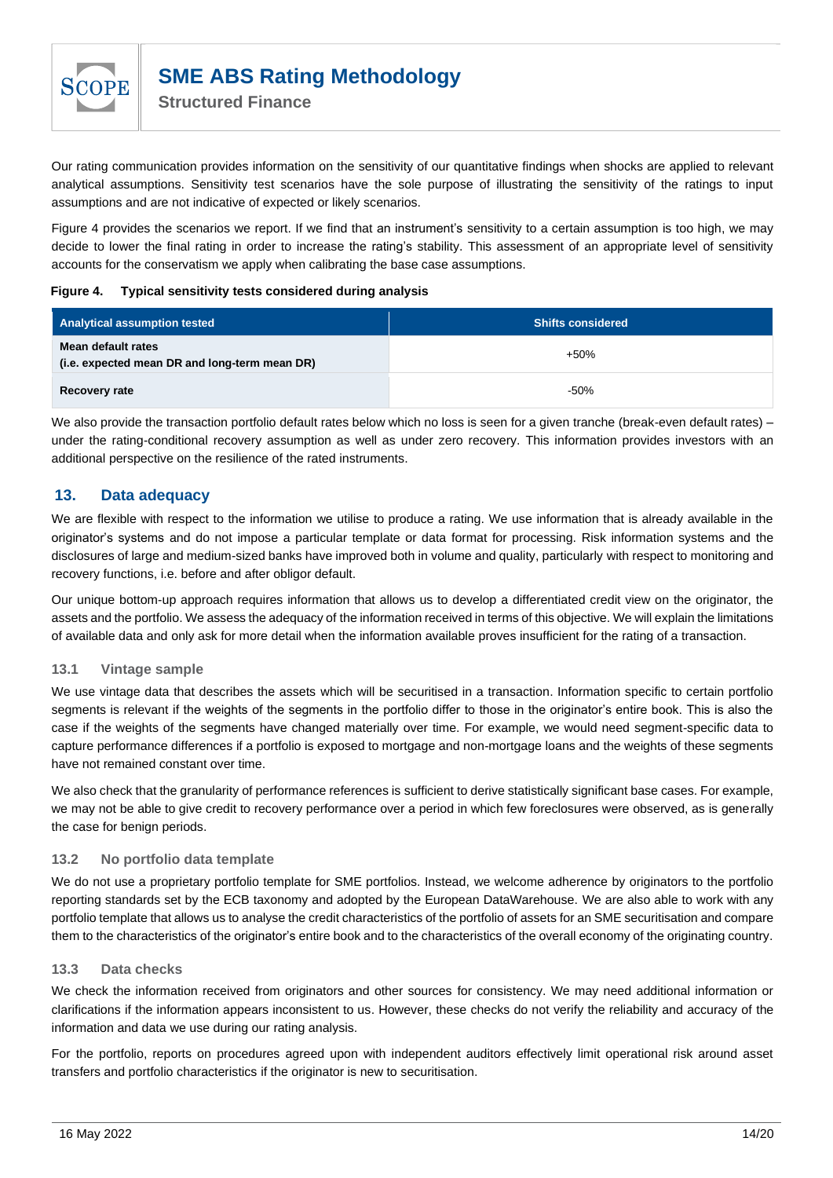Our rating communication provides information on the sensitivity of our quantitative findings when shocks are applied to relevant analytical assumptions. Sensitivity test scenarios have the sole purpose of illustrating the sensitivity of the ratings to input assumptions and are not indicative of expected or likely scenarios.

Figure 4 provides the scenarios we report. If we find that an instrument's sensitivity to a certain assumption is too high, we may decide to lower the final rating in order to increase the rating's stability. This assessment of an appropriate level of sensitivity accounts for the conservatism we apply when calibrating the base case assumptions.

**Figure 4. Typical sensitivity tests considered during analysis**

| Analytical assumption tested | Shifts considered |
|---|---|
| **Mean default rates (i.e. expected mean DR and long-term mean DR)** | +50% |
| **Recovery rate** | -50% |

We also provide the transaction portfolio default rates below which no loss is seen for a given tranche (break-even default rates) – under the rating-conditional recovery assumption as well as under zero recovery. This information provides investors with an additional perspective on the resilience of the rated instruments.

## 13. Data adequacy

We are flexible with respect to the information we utilise to produce a rating. We use information that is already available in the originator's systems and do not impose a particular template or data format for processing. Risk information systems and the disclosures of large and medium-sized banks have improved both in volume and quality, particularly with respect to monitoring and recovery functions, i.e. before and after obligor default.

Our unique bottom-up approach requires information that allows us to develop a differentiated credit view on the originator, the assets and the portfolio. We assess the adequacy of the information received in terms of this objective. We will explain the limitations of available data and only ask for more detail when the information available proves insufficient for the rating of a transaction.

### 13.1 Vintage sample

We use vintage data that describes the assets which will be securitised in a transaction. Information specific to certain portfolio segments is relevant if the weights of the segments in the portfolio differ to those in the originator's entire book. This is also the case if the weights of the segments have changed materially over time. For example, we would need segment-specific data to capture performance differences if a portfolio is exposed to mortgage and non-mortgage loans and the weights of these segments have not remained constant over time.

We also check that the granularity of performance references is sufficient to derive statistically significant base cases. For example, we may not be able to give credit to recovery performance over a period in which few foreclosures were observed, as is generally the case for benign periods.

### 13.2 No portfolio data template

We do not use a proprietary portfolio template for SME portfolios. Instead, we welcome adherence by originators to the portfolio reporting standards set by the ECB taxonomy and adopted by the European DataWarehouse. We are also able to work with any portfolio template that allows us to analyse the credit characteristics of the portfolio of assets for an SME securitisation and compare them to the characteristics of the originator's entire book and to the characteristics of the overall economy of the originating country.

### 13.3 Data checks

We check the information received from originators and other sources for consistency. We may need additional information or clarifications if the information appears inconsistent to us. However, these checks do not verify the reliability and accuracy of the information and data we use during our rating analysis.

For the portfolio, reports on procedures agreed upon with independent auditors effectively limit operational risk around asset transfers and portfolio characteristics if the originator is new to securitisation.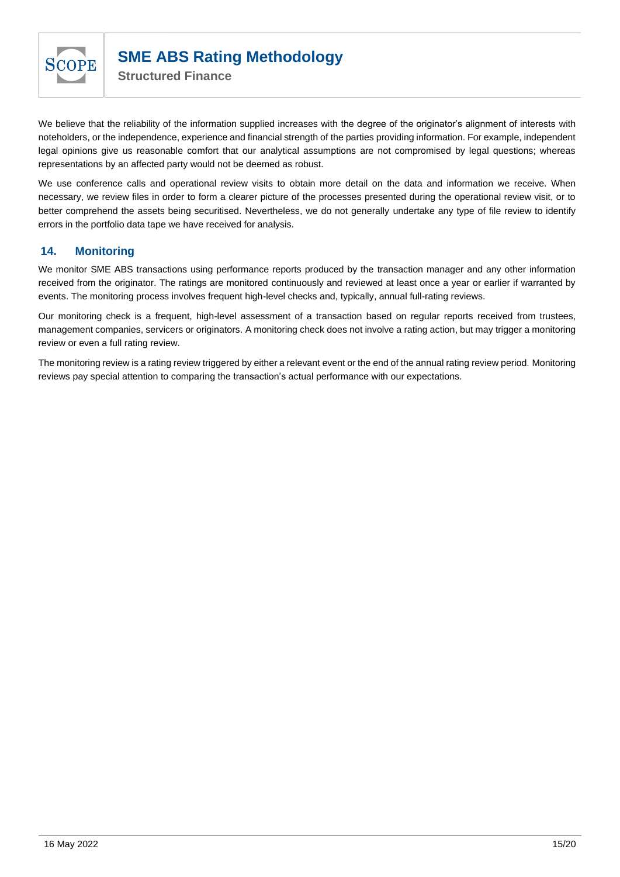We believe that the reliability of the information supplied increases with the degree of the originator's alignment of interests with noteholders, or the independence, experience and financial strength of the parties providing information. For example, independent legal opinions give us reasonable comfort that our analytical assumptions are not compromised by legal questions; whereas representations by an affected party would not be deemed as robust.

We use conference calls and operational review visits to obtain more detail on the data and information we receive. When necessary, we review files in order to form a clearer picture of the processes presented during the operational review visit, or to better comprehend the assets being securitised. Nevertheless, we do not generally undertake any type of file review to identify errors in the portfolio data tape we have received for analysis.

## 14. Monitoring

We monitor SME ABS transactions using performance reports produced by the transaction manager and any other information received from the originator. The ratings are monitored continuously and reviewed at least once a year or earlier if warranted by events. The monitoring process involves frequent high-level checks and, typically, annual full-rating reviews.

Our monitoring check is a frequent, high-level assessment of a transaction based on regular reports received from trustees, management companies, servicers or originators. A monitoring check does not involve a rating action, but may trigger a monitoring review or even a full rating review.

The monitoring review is a rating review triggered by either a relevant event or the end of the annual rating review period. Monitoring reviews pay special attention to comparing the transaction's actual performance with our expectations.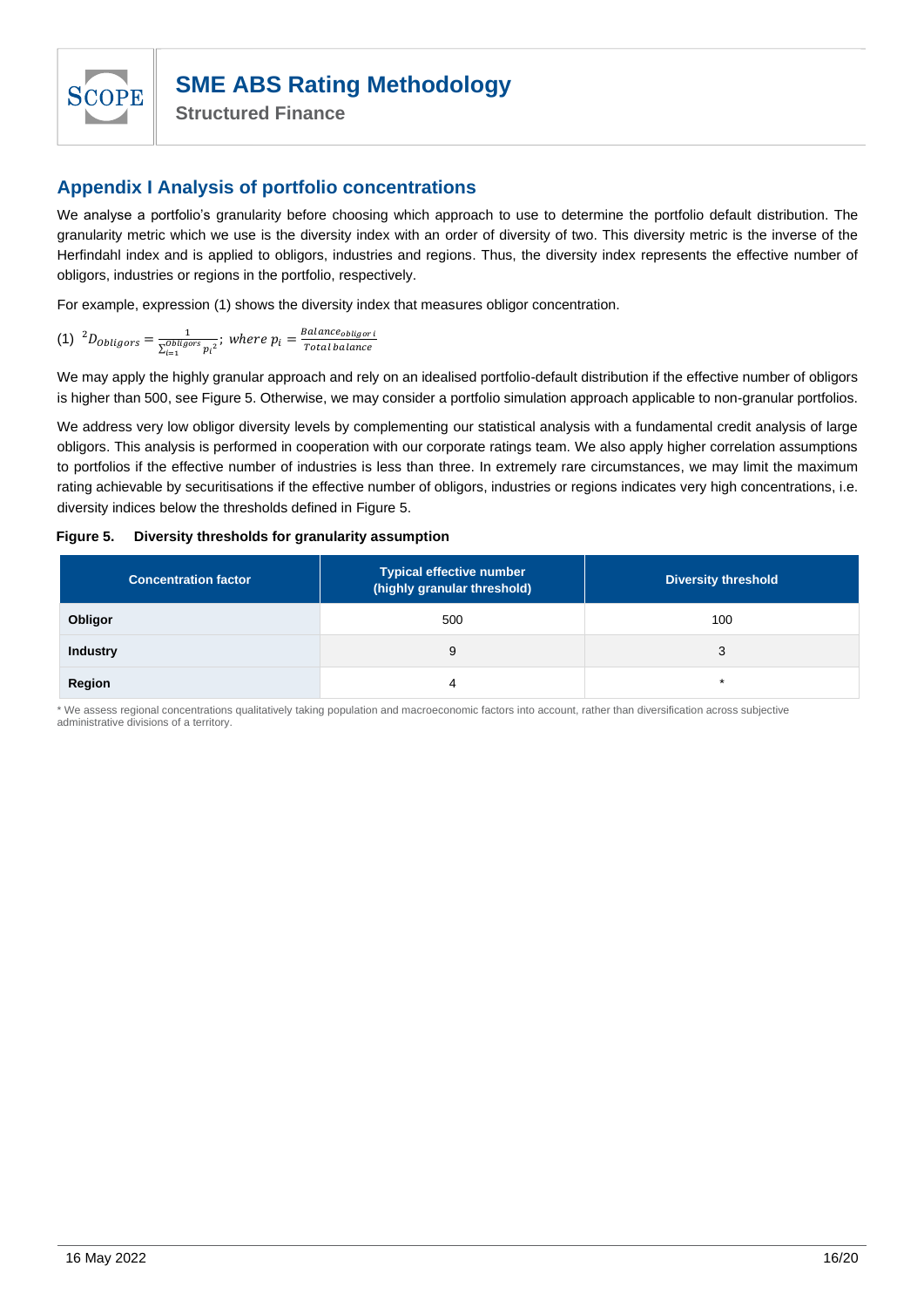## Appendix I Analysis of portfolio concentrations

We analyse a portfolio's granularity before choosing which approach to use to determine the portfolio default distribution. The granularity metric which we use is the diversity index with an order of diversity of two. This diversity metric is the inverse of the Herfindahl index and is applied to obligors, industries and regions. Thus, the diversity index represents the effective number of obligors, industries or regions in the portfolio, respectively.

For example, expression (1) shows the diversity index that measures obligor concentration.

(1) $^{2}D_{Obligors} = \frac{1}{\sum_{i=1}^{Obligors} {p_i}^2}; \ where \ p_i = \frac{Balance_{obligor\ i}}{Total\ balance}$

We may apply the highly granular approach and rely on an idealised portfolio-default distribution if the effective number of obligors is higher than 500, see Figure 5. Otherwise, we may consider a portfolio simulation approach applicable to non-granular portfolios.

We address very low obligor diversity levels by complementing our statistical analysis with a fundamental credit analysis of large obligors. This analysis is performed in cooperation with our corporate ratings team. We also apply higher correlation assumptions to portfolios if the effective number of industries is less than three. In extremely rare circumstances, we may limit the maximum rating achievable by securitisations if the effective number of obligors, industries or regions indicates very high concentrations, i.e. diversity indices below the thresholds defined in Figure 5.

**Figure 5. Diversity thresholds for granularity assumption**

| Concentration factor | Typical effective number (highly granular threshold) | Diversity threshold |
|---|---|---|
| **Obligor** | 500 | 100 |
| **Industry** | 9 | 3 |
| **Region** | 4 | * |

* We assess regional concentrations qualitatively taking population and macroeconomic factors into account, rather than diversification across subjective administrative divisions of a territory.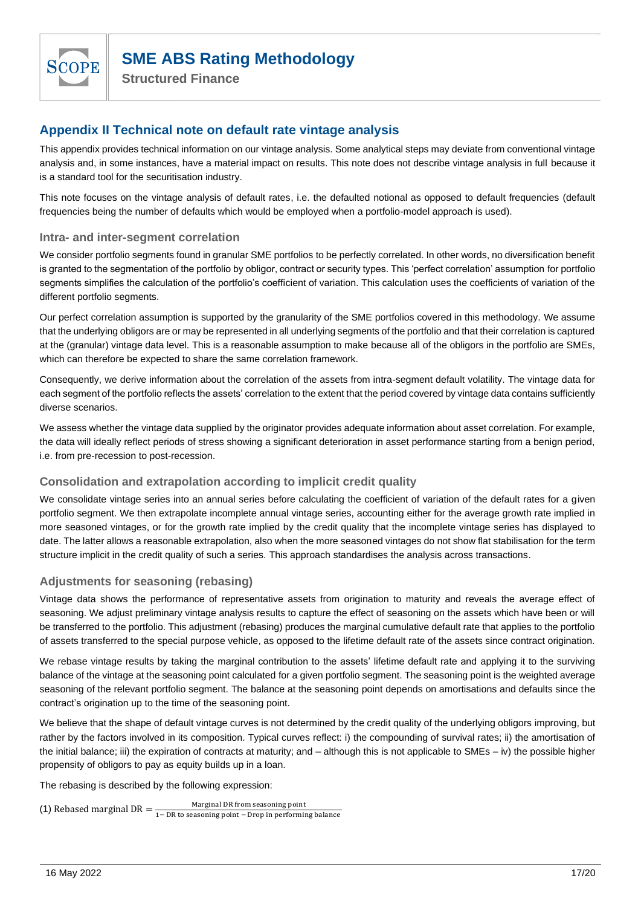## Appendix II Technical note on default rate vintage analysis

This appendix provides technical information on our vintage analysis. Some analytical steps may deviate from conventional vintage analysis and, in some instances, have a material impact on results. This note does not describe vintage analysis in full because it is a standard tool for the securitisation industry.

This note focuses on the vintage analysis of default rates, i.e. the defaulted notional as opposed to default frequencies (default frequencies being the number of defaults which would be employed when a portfolio-model approach is used).

### Intra- and inter-segment correlation

We consider portfolio segments found in granular SME portfolios to be perfectly correlated. In other words, no diversification benefit is granted to the segmentation of the portfolio by obligor, contract or security types. This 'perfect correlation' assumption for portfolio segments simplifies the calculation of the portfolio's coefficient of variation. This calculation uses the coefficients of variation of the different portfolio segments.

Our perfect correlation assumption is supported by the granularity of the SME portfolios covered in this methodology. We assume that the underlying obligors are or may be represented in all underlying segments of the portfolio and that their correlation is captured at the (granular) vintage data level. This is a reasonable assumption to make because all of the obligors in the portfolio are SMEs, which can therefore be expected to share the same correlation framework.

Consequently, we derive information about the correlation of the assets from intra-segment default volatility. The vintage data for each segment of the portfolio reflects the assets' correlation to the extent that the period covered by vintage data contains sufficiently diverse scenarios.

We assess whether the vintage data supplied by the originator provides adequate information about asset correlation. For example, the data will ideally reflect periods of stress showing a significant deterioration in asset performance starting from a benign period, i.e. from pre-recession to post-recession.

### Consolidation and extrapolation according to implicit credit quality

We consolidate vintage series into an annual series before calculating the coefficient of variation of the default rates for a given portfolio segment. We then extrapolate incomplete annual vintage series, accounting either for the average growth rate implied in more seasoned vintages, or for the growth rate implied by the credit quality that the incomplete vintage series has displayed to date. The latter allows a reasonable extrapolation, also when the more seasoned vintages do not show flat stabilisation for the term structure implicit in the credit quality of such a series. This approach standardises the analysis across transactions.

### Adjustments for seasoning (rebasing)

Vintage data shows the performance of representative assets from origination to maturity and reveals the average effect of seasoning. We adjust preliminary vintage analysis results to capture the effect of seasoning on the assets which have been or will be transferred to the portfolio. This adjustment (rebasing) produces the marginal cumulative default rate that applies to the portfolio of assets transferred to the special purpose vehicle, as opposed to the lifetime default rate of the assets since contract origination.

We rebase vintage results by taking the marginal contribution to the assets' lifetime default rate and applying it to the surviving balance of the vintage at the seasoning point calculated for a given portfolio segment. The seasoning point is the weighted average seasoning of the relevant portfolio segment. The balance at the seasoning point depends on amortisations and defaults since the contract's origination up to the time of the seasoning point.

We believe that the shape of default vintage curves is not determined by the credit quality of the underlying obligors improving, but rather by the factors involved in its composition. Typical curves reflect: i) the compounding of survival rates; ii) the amortisation of the initial balance; iii) the expiration of contracts at maturity; and – although this is not applicable to SMEs – iv) the possible higher propensity of obligors to pay as equity builds up in a loan.

The rebasing is described by the following expression:

(1) $$\text{Rebased marginal DR} = \frac{\text{Marginal DR from seasoning point}}{1 - \text{DR to seasoning point} - \text{Drop in performing balance}}$$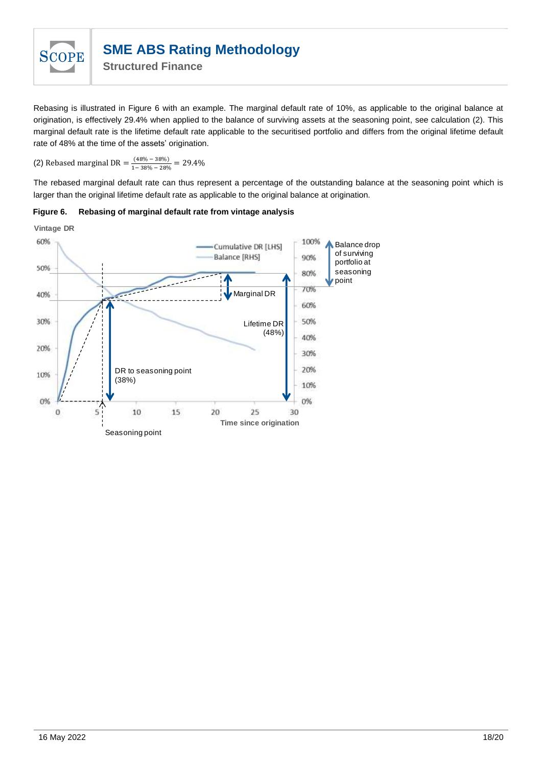Rebasing is illustrated in Figure 6 with an example. The marginal default rate of 10%, as applicable to the original balance at origination, is effectively 29.4% when applied to the balance of surviving assets at the seasoning point, see calculation (2). This marginal default rate is the lifetime default rate applicable to the securitised portfolio and differs from the original lifetime default rate of 48% at the time of the assets' origination.

(2) $\text{Rebased marginal DR} = \frac{(48\% - 38\%)}{1 - 38\% - 28\%} = 29.4\%$

The rebased marginal default rate can thus represent a percentage of the outstanding balance at the seasoning point which is larger than the original lifetime default rate as applicable to the original balance at origination.

**Figure 6. Rebasing of marginal default rate from vintage analysis**

Vintage DR

Cumulative DR [LHS]
Balance [RHS]

Balance drop of surviving portfolio at seasoning point

Marginal DR

Lifetime DR (48%)

DR to seasoning point (38%)

Time since origination

Seasoning point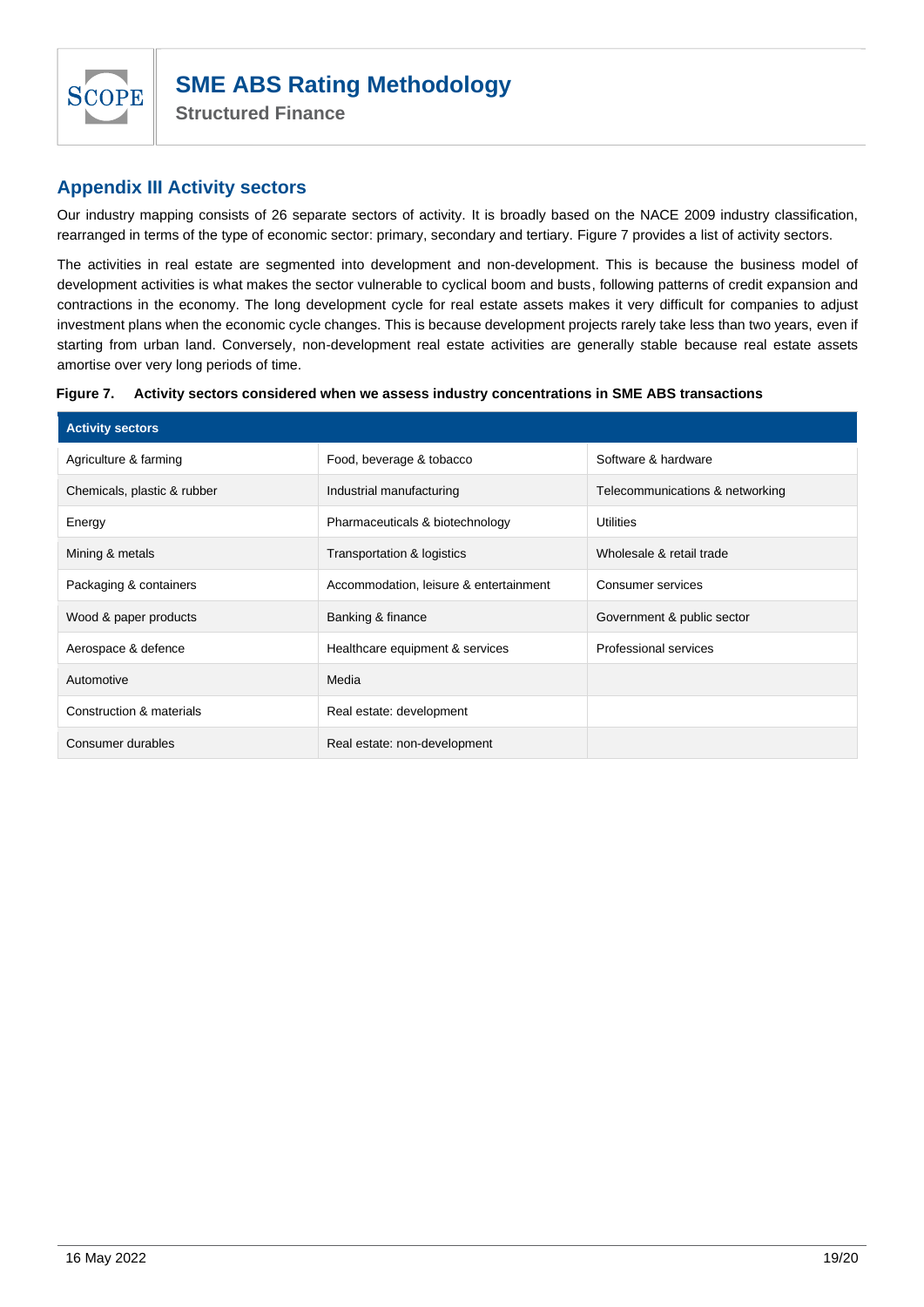## Appendix III Activity sectors

Our industry mapping consists of 26 separate sectors of activity. It is broadly based on the NACE 2009 industry classification, rearranged in terms of the type of economic sector: primary, secondary and tertiary. Figure 7 provides a list of activity sectors.

The activities in real estate are segmented into development and non-development. This is because the business model of development activities is what makes the sector vulnerable to cyclical boom and busts, following patterns of credit expansion and contractions in the economy. The long development cycle for real estate assets makes it very difficult for companies to adjust investment plans when the economic cycle changes. This is because development projects rarely take less than two years, even if starting from urban land. Conversely, non-development real estate activities are generally stable because real estate assets amortise over very long periods of time.

**Figure 7. Activity sectors considered when we assess industry concentrations in SME ABS transactions**

| Activity sectors | | |
|---|---|---|
| Agriculture & farming | Food, beverage & tobacco | Software & hardware |
| Chemicals, plastic & rubber | Industrial manufacturing | Telecommunications & networking |
| Energy | Pharmaceuticals & biotechnology | Utilities |
| Mining & metals | Transportation & logistics | Wholesale & retail trade |
| Packaging & containers | Accommodation, leisure & entertainment | Consumer services |
| Wood & paper products | Banking & finance | Government & public sector |
| Aerospace & defence | Healthcare equipment & services | Professional services |
| Automotive | Media | |
| Construction & materials | Real estate: development | |
| Consumer durables | Real estate: non-development | |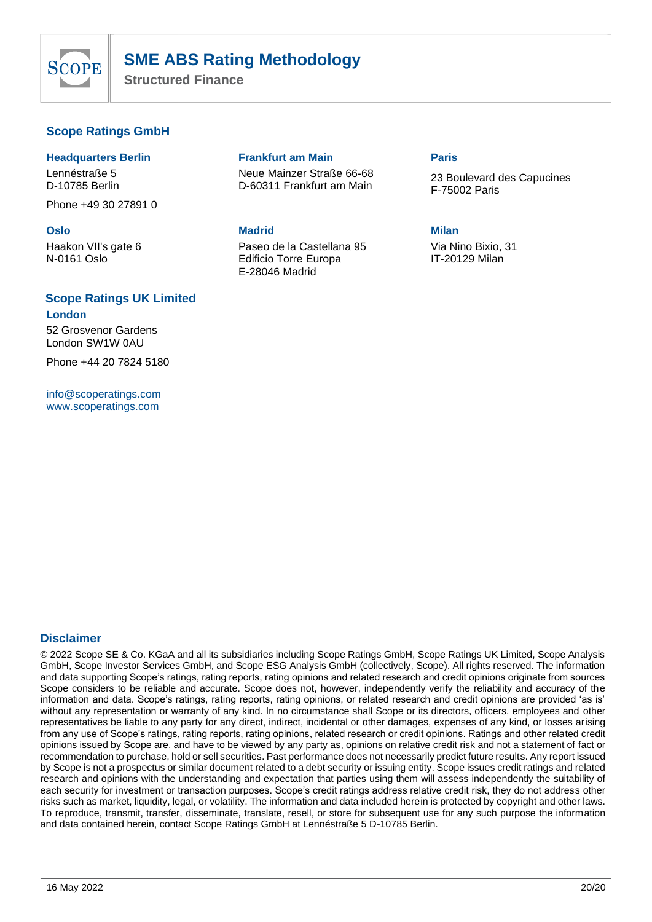## Scope Ratings GmbH

### Headquarters Berlin

Lennéstraße 5
D-10785 Berlin

Phone +49 30 27891 0

### Frankfurt am Main

Neue Mainzer Straße 66-68
D-60311 Frankfurt am Main

### Paris

23 Boulevard des Capucines
F-75002 Paris

### Oslo

Haakon VII's gate 6
N-0161 Oslo

### Madrid

Paseo de la Castellana 95
Edificio Torre Europa
E-28046 Madrid

### Milan

Via Nino Bixio, 31
IT-20129 Milan

## Scope Ratings UK Limited

### London

52 Grosvenor Gardens
London SW1W 0AU

Phone +44 20 7824 5180

info@scoperatings.com
www.scoperatings.com

## Disclaimer

© 2022 Scope SE & Co. KGaA and all its subsidiaries including Scope Ratings GmbH, Scope Ratings UK Limited, Scope Analysis GmbH, Scope Investor Services GmbH, and Scope ESG Analysis GmbH (collectively, Scope). All rights reserved. The information and data supporting Scope's ratings, rating reports, rating opinions and related research and credit opinions originate from sources Scope considers to be reliable and accurate. Scope does not, however, independently verify the reliability and accuracy of the information and data. Scope's ratings, rating reports, rating opinions, or related research and credit opinions are provided 'as is' without any representation or warranty of any kind. In no circumstance shall Scope or its directors, officers, employees and other representatives be liable to any party for any direct, indirect, incidental or other damages, expenses of any kind, or losses arising from any use of Scope's ratings, rating reports, rating opinions, related research or credit opinions. Ratings and other related credit opinions issued by Scope are, and have to be viewed by any party as, opinions on relative credit risk and not a statement of fact or recommendation to purchase, hold or sell securities. Past performance does not necessarily predict future results. Any report issued by Scope is not a prospectus or similar document related to a debt security or issuing entity. Scope issues credit ratings and related research and opinions with the understanding and expectation that parties using them will assess independently the suitability of each security for investment or transaction purposes. Scope's credit ratings address relative credit risk, they do not address other risks such as market, liquidity, legal, or volatility. The information and data included herein is protected by copyright and other laws. To reproduce, transmit, transfer, disseminate, translate, resell, or store for subsequent use for any such purpose the information and data contained herein, contact Scope Ratings GmbH at Lennéstraße 5 D-10785 Berlin.